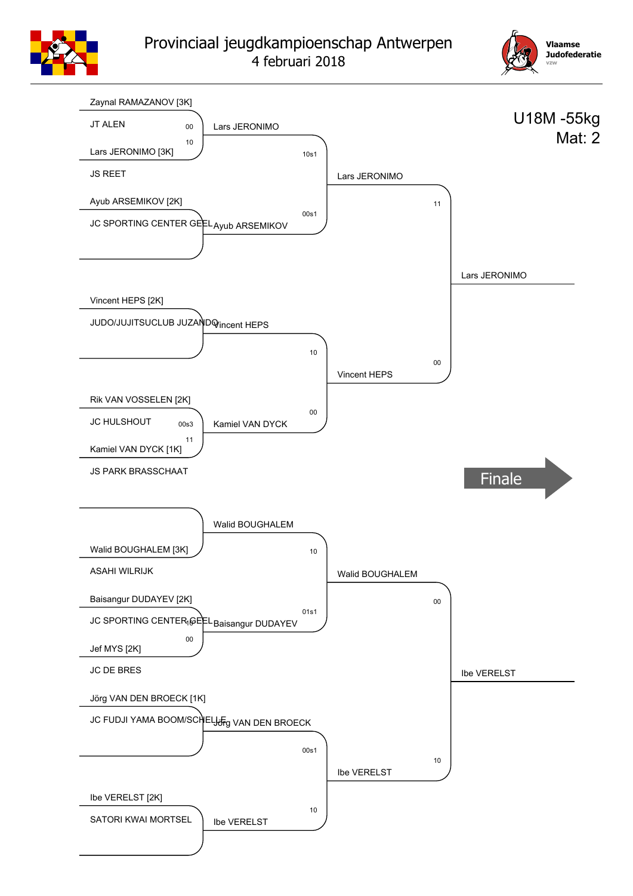# Provinciaal jeugdkampioenschap Antwerpen

4 februari 2018

Vlaamse Judofederatie vzw

**U18M -55kg**
**Mat: 2**

## Ronde 1

| Judoka | Club | Score |
|---|---|---|
| Zaynal RAMAZANOV [3K] | JT ALEN | 00 |
| Lars JERONIMO [3K] | JS REET | 10 |
| Ayub ARSEMIKOV [2K] | JC SPORTING CENTER GEEL | |
| | | |
| Vincent HEPS [2K] | JUDO/JUJITSUCLUB JUZANDO | |
| | | |
| Rik VAN VOSSELEN [2K] | JC HULSHOUT | 00s3 |
| Kamiel VAN DYCK [1K] | JS PARK BRASSCHAAT | 11 |
| | | |
| Walid BOUGHALEM [3K] | ASAHI WILRIJK | |
| Baisangur DUDAYEV [2K] | JC SPORTING CENTER GEEL | 10 |
| Jef MYS [2K] | JC DE BRES | 00 |
| Jörg VAN DEN BROECK [1K] | JC FUDJI YAMA BOOM/SCHELLE | |
| | | |
| Ibe VERELST [2K] | SATORI KWAI MORTSEL | |
| | | |

## Ronde 2

| Judoka | Score |
|---|---|
| Lars JERONIMO | 10s1 |
| Ayub ARSEMIKOV | 00s1 |
| Vincent HEPS | 10 |
| Kamiel VAN DYCK | 00 |
| Walid BOUGHALEM | 10 |
| Baisangur DUDAYEV | 01s1 |
| Jörg VAN DEN BROECK | 00s1 |
| Ibe VERELST | 10 |

## Halve finale

| Judoka | Score |
|---|---|
| Lars JERONIMO | 11 |
| Vincent HEPS | 00 |
| Walid BOUGHALEM | 00 |
| Ibe VERELST | 10 |

## Finalisten

- Lars JERONIMO
- Ibe VERELST

Finale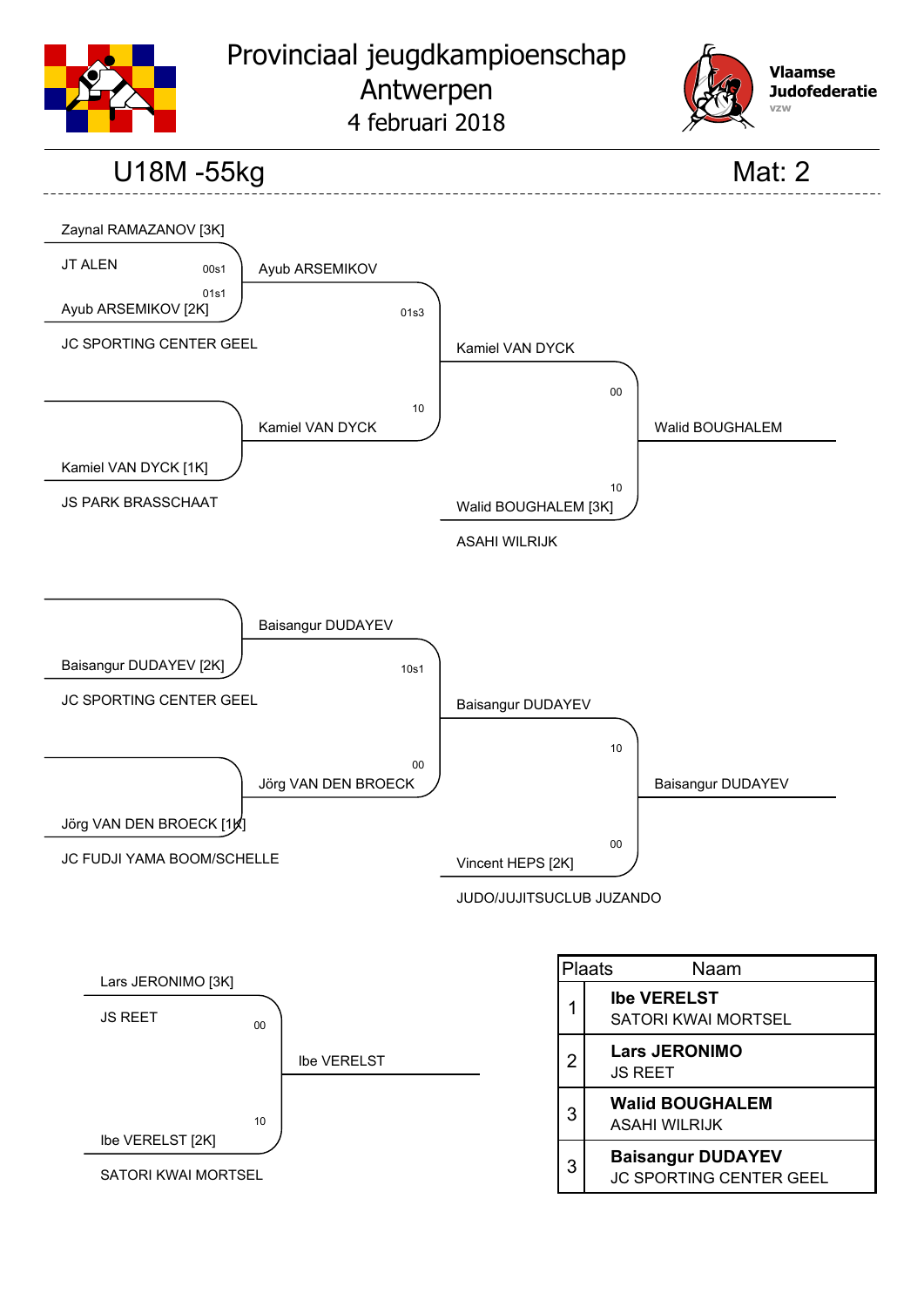# Provinciaal jeugdkampioenschap Antwerpen

4 februari 2018

Vlaamse Judofederatie vzw

## U18M -55kg

Mat: 2

Zaynal RAMAZANOV [3K]
JT ALEN 00s1
01s1
Ayub ARSEMIKOV [2K]
JC SPORTING CENTER GEEL

Ayub ARSEMIKOV 01s3

Kamiel VAN DYCK [1K]
JS PARK BRASSCHAAT

Kamiel VAN DYCK 10

Kamiel VAN DYCK 00

Walid BOUGHALEM [3K] 10
ASAHI WILRIJK

Walid BOUGHALEM

Baisangur DUDAYEV [2K]
JC SPORTING CENTER GEEL

Baisangur DUDAYEV 10s1

Jörg VAN DEN BROECK [1K]
JC FUDJI YAMA BOOM/SCHELLE

Jörg VAN DEN BROECK 00

Baisangur DUDAYEV 10

Vincent HEPS [2K] 00
JUDO/JUJITSUCLUB JUZANDO

Baisangur DUDAYEV

Lars JERONIMO [3K]
JS REET 00

Ibe VERELST [2K] 10
SATORI KWAI MORTSEL

Ibe VERELST

| Plaats | Naam |
| --- | --- |
| 1 | **Ibe VERELST** SATORI KWAI MORTSEL |
| 2 | **Lars JERONIMO** JS REET |
| 3 | **Walid BOUGHALEM** ASAHI WILRIJK |
| 3 | **Baisangur DUDAYEV** JC SPORTING CENTER GEEL |